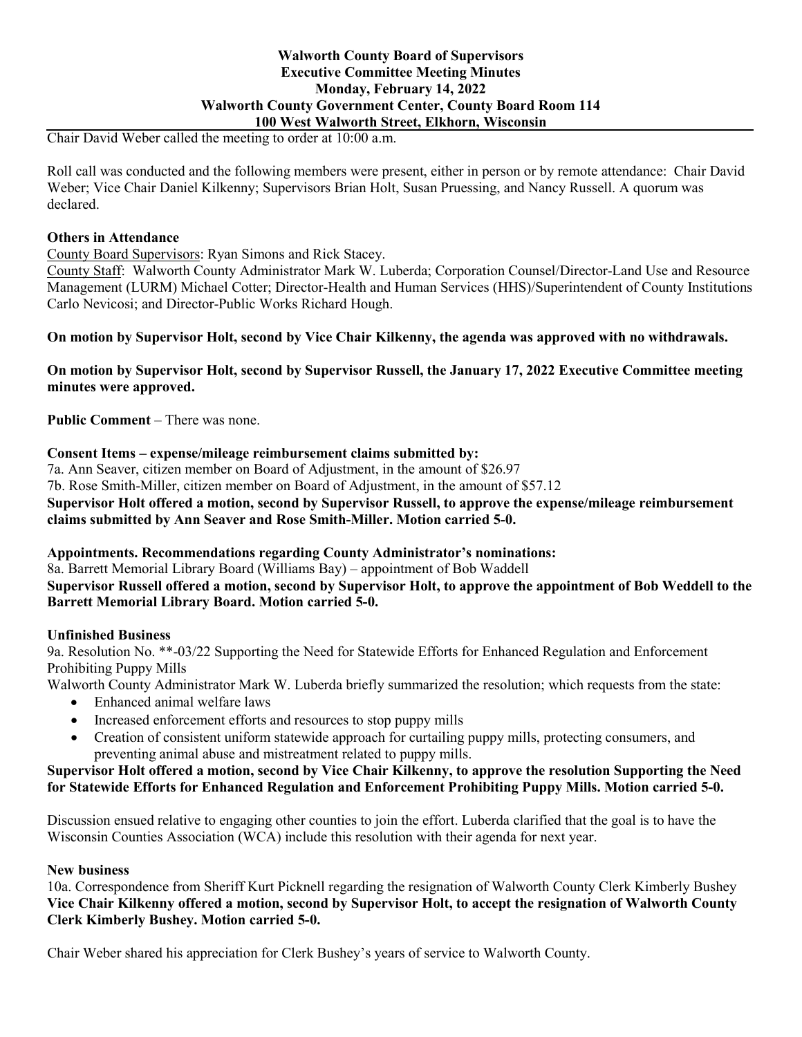**Walworth County Board of Supervisors**
**Executive Committee Meeting Minutes**
**Monday, February 14, 2022**
**Walworth County Government Center, County Board Room 114**
**100 West Walworth Street, Elkhorn, Wisconsin**

Chair David Weber called the meeting to order at 10:00 a.m.

Roll call was conducted and the following members were present, either in person or by remote attendance: Chair David Weber; Vice Chair Daniel Kilkenny; Supervisors Brian Holt, Susan Pruessing, and Nancy Russell. A quorum was declared.

**Others in Attendance**

County Board Supervisors: Ryan Simons and Rick Stacey.

County Staff: Walworth County Administrator Mark W. Luberda; Corporation Counsel/Director-Land Use and Resource Management (LURM) Michael Cotter; Director-Health and Human Services (HHS)/Superintendent of County Institutions Carlo Nevicosi; and Director-Public Works Richard Hough.

**On motion by Supervisor Holt, second by Vice Chair Kilkenny, the agenda was approved with no withdrawals.**

**On motion by Supervisor Holt, second by Supervisor Russell, the January 17, 2022 Executive Committee meeting minutes were approved.**

**Public Comment** – There was none.

**Consent Items – expense/mileage reimbursement claims submitted by:**

7a. Ann Seaver, citizen member on Board of Adjustment, in the amount of $26.97

7b. Rose Smith-Miller, citizen member on Board of Adjustment, in the amount of $57.12

**Supervisor Holt offered a motion, second by Supervisor Russell, to approve the expense/mileage reimbursement claims submitted by Ann Seaver and Rose Smith-Miller. Motion carried 5-0.**

**Appointments. Recommendations regarding County Administrator's nominations:**

8a. Barrett Memorial Library Board (Williams Bay) – appointment of Bob Waddell

**Supervisor Russell offered a motion, second by Supervisor Holt, to approve the appointment of Bob Weddell to the Barrett Memorial Library Board. Motion carried 5-0.**

**Unfinished Business**

9a. Resolution No. **-03/22 Supporting the Need for Statewide Efforts for Enhanced Regulation and Enforcement Prohibiting Puppy Mills

Walworth County Administrator Mark W. Luberda briefly summarized the resolution; which requests from the state:

- Enhanced animal welfare laws
- Increased enforcement efforts and resources to stop puppy mills
- Creation of consistent uniform statewide approach for curtailing puppy mills, protecting consumers, and preventing animal abuse and mistreatment related to puppy mills.

**Supervisor Holt offered a motion, second by Vice Chair Kilkenny, to approve the resolution Supporting the Need for Statewide Efforts for Enhanced Regulation and Enforcement Prohibiting Puppy Mills. Motion carried 5-0.**

Discussion ensued relative to engaging other counties to join the effort. Luberda clarified that the goal is to have the Wisconsin Counties Association (WCA) include this resolution with their agenda for next year.

**New business**

10a. Correspondence from Sheriff Kurt Picknell regarding the resignation of Walworth County Clerk Kimberly Bushey

**Vice Chair Kilkenny offered a motion, second by Supervisor Holt, to accept the resignation of Walworth County Clerk Kimberly Bushey. Motion carried 5-0.**

Chair Weber shared his appreciation for Clerk Bushey's years of service to Walworth County.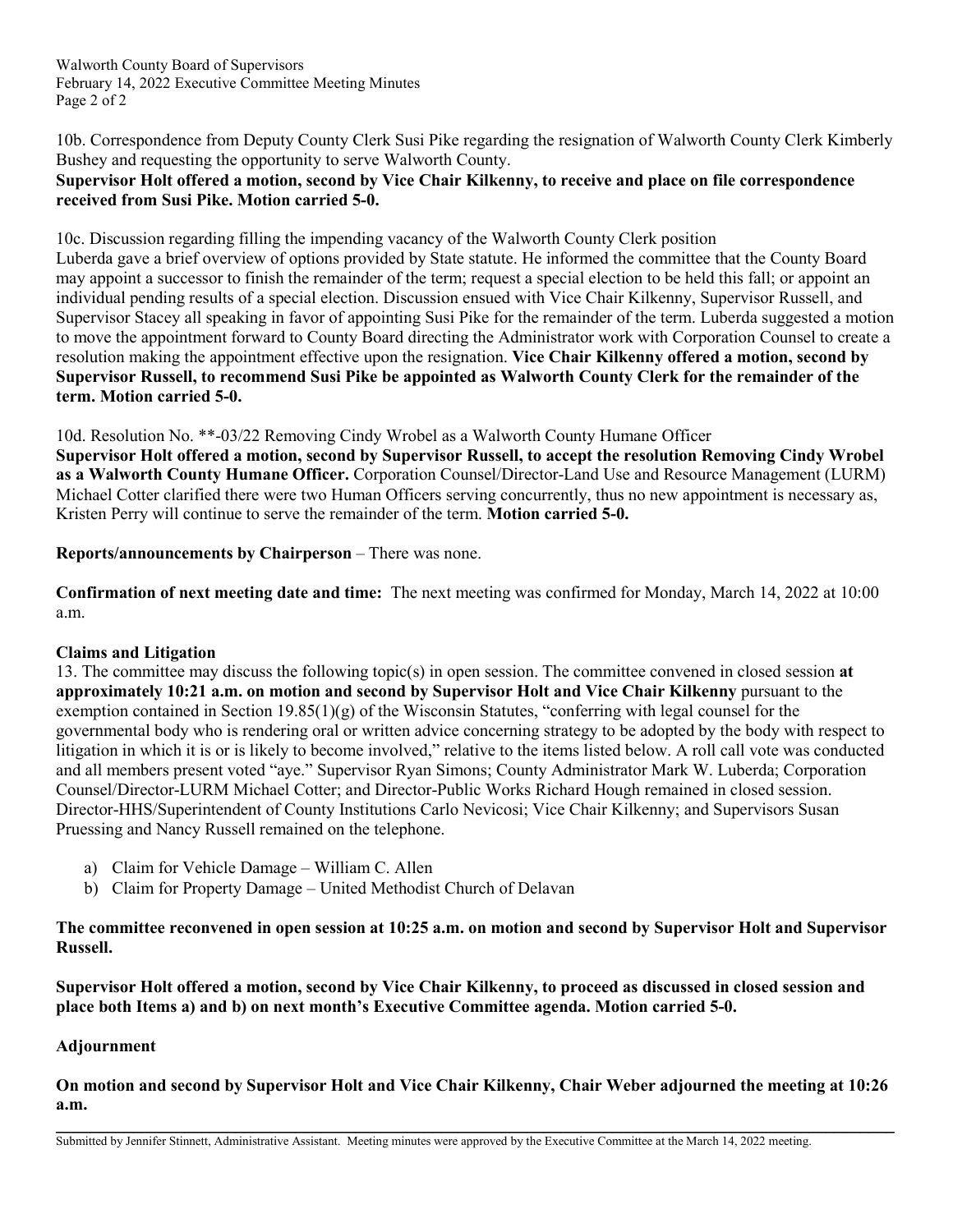10b. Correspondence from Deputy County Clerk Susi Pike regarding the resignation of Walworth County Clerk Kimberly Bushey and requesting the opportunity to serve Walworth County.
**Supervisor Holt offered a motion, second by Vice Chair Kilkenny, to receive and place on file correspondence received from Susi Pike. Motion carried 5-0.**

10c. Discussion regarding filling the impending vacancy of the Walworth County Clerk position
Luberda gave a brief overview of options provided by State statute. He informed the committee that the County Board may appoint a successor to finish the remainder of the term; request a special election to be held this fall; or appoint an individual pending results of a special election. Discussion ensued with Vice Chair Kilkenny, Supervisor Russell, and Supervisor Stacey all speaking in favor of appointing Susi Pike for the remainder of the term. Luberda suggested a motion to move the appointment forward to County Board directing the Administrator work with Corporation Counsel to create a resolution making the appointment effective upon the resignation. **Vice Chair Kilkenny offered a motion, second by Supervisor Russell, to recommend Susi Pike be appointed as Walworth County Clerk for the remainder of the term. Motion carried 5-0.**

10d. Resolution No. **-03/22 Removing Cindy Wrobel as a Walworth County Humane Officer
**Supervisor Holt offered a motion, second by Supervisor Russell, to accept the resolution Removing Cindy Wrobel as a Walworth County Humane Officer.** Corporation Counsel/Director-Land Use and Resource Management (LURM) Michael Cotter clarified there were two Human Officers serving concurrently, thus no new appointment is necessary as, Kristen Perry will continue to serve the remainder of the term. **Motion carried 5-0.**

**Reports/announcements by Chairperson** – There was none.

**Confirmation of next meeting date and time:** The next meeting was confirmed for Monday, March 14, 2022 at 10:00 a.m.

**Claims and Litigation**

13. The committee may discuss the following topic(s) in open session. The committee convened in closed session **at approximately 10:21 a.m. on motion and second by Supervisor Holt and Vice Chair Kilkenny** pursuant to the exemption contained in Section 19.85(1)(g) of the Wisconsin Statutes, "conferring with legal counsel for the governmental body who is rendering oral or written advice concerning strategy to be adopted by the body with respect to litigation in which it is or is likely to become involved," relative to the items listed below. A roll call vote was conducted and all members present voted "aye." Supervisor Ryan Simons; County Administrator Mark W. Luberda; Corporation Counsel/Director-LURM Michael Cotter; and Director-Public Works Richard Hough remained in closed session. Director-HHS/Superintendent of County Institutions Carlo Nevicosi; Vice Chair Kilkenny; and Supervisors Susan Pruessing and Nancy Russell remained on the telephone.

a) Claim for Vehicle Damage – William C. Allen
b) Claim for Property Damage – United Methodist Church of Delavan

**The committee reconvened in open session at 10:25 a.m. on motion and second by Supervisor Holt and Supervisor Russell.**

**Supervisor Holt offered a motion, second by Vice Chair Kilkenny, to proceed as discussed in closed session and place both Items a) and b) on next month's Executive Committee agenda. Motion carried 5-0.**

**Adjournment**

**On motion and second by Supervisor Holt and Vice Chair Kilkenny, Chair Weber adjourned the meeting at 10:26 a.m.**

---

Submitted by Jennifer Stinnett, Administrative Assistant. Meeting minutes were approved by the Executive Committee at the March 14, 2022 meeting.